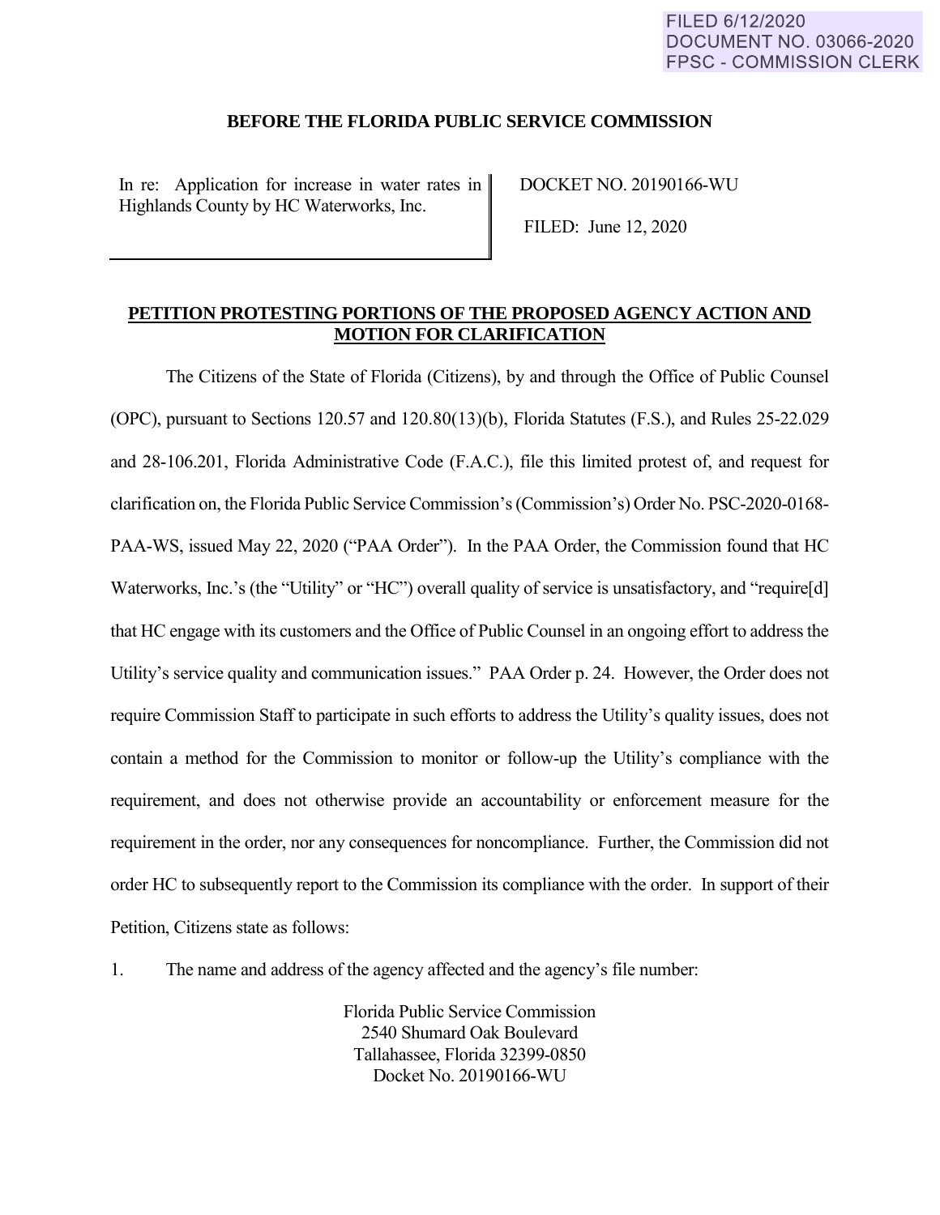FILED 6/12/2020
DOCUMENT NO. 03066-2020
FPSC - COMMISSION CLERK

**BEFORE THE FLORIDA PUBLIC SERVICE COMMISSION**

| In re: Application for increase in water rates in Highlands County by HC Waterworks, Inc. | DOCKET NO. 20190166-WU<br>FILED: June 12, 2020 |
|---|---|

**PETITION PROTESTING PORTIONS OF THE PROPOSED AGENCY ACTION AND MOTION FOR CLARIFICATION**

The Citizens of the State of Florida (Citizens), by and through the Office of Public Counsel (OPC), pursuant to Sections 120.57 and 120.80(13)(b), Florida Statutes (F.S.), and Rules 25-22.029 and 28-106.201, Florida Administrative Code (F.A.C.), file this limited protest of, and request for clarification on, the Florida Public Service Commission's (Commission's) Order No. PSC-2020-0168-PAA-WS, issued May 22, 2020 ("PAA Order"). In the PAA Order, the Commission found that HC Waterworks, Inc.'s (the "Utility" or "HC") overall quality of service is unsatisfactory, and "require[d] that HC engage with its customers and the Office of Public Counsel in an ongoing effort to address the Utility's service quality and communication issues." PAA Order p. 24. However, the Order does not require Commission Staff to participate in such efforts to address the Utility's quality issues, does not contain a method for the Commission to monitor or follow-up the Utility's compliance with the requirement, and does not otherwise provide an accountability or enforcement measure for the requirement in the order, nor any consequences for noncompliance. Further, the Commission did not order HC to subsequently report to the Commission its compliance with the order. In support of their Petition, Citizens state as follows:

1. The name and address of the agency affected and the agency's file number:

Florida Public Service Commission
2540 Shumard Oak Boulevard
Tallahassee, Florida 32399-0850
Docket No. 20190166-WU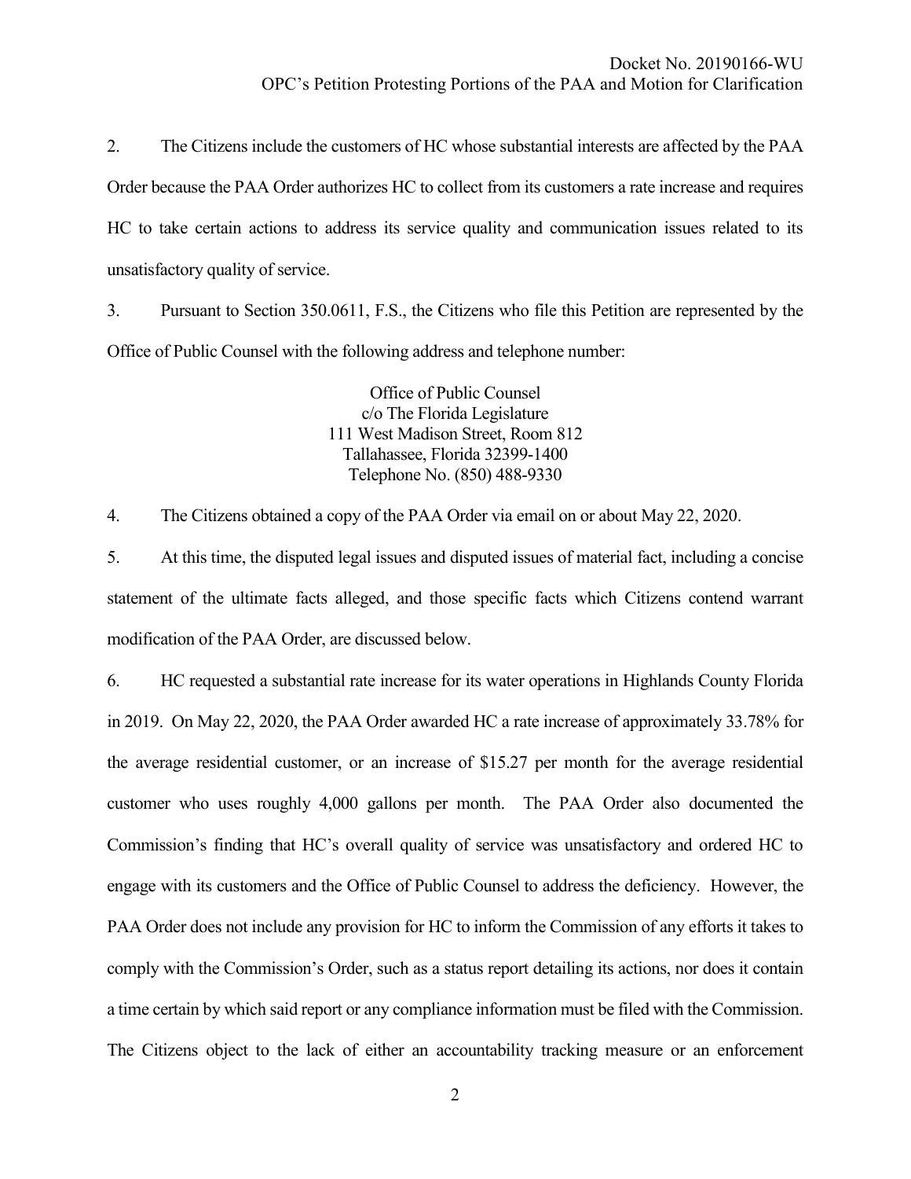2. The Citizens include the customers of HC whose substantial interests are affected by the PAA Order because the PAA Order authorizes HC to collect from its customers a rate increase and requires HC to take certain actions to address its service quality and communication issues related to its unsatisfactory quality of service.

3. Pursuant to Section 350.0611, F.S., the Citizens who file this Petition are represented by the Office of Public Counsel with the following address and telephone number:

Office of Public Counsel  
c/o The Florida Legislature  
111 West Madison Street, Room 812  
Tallahassee, Florida 32399-1400  
Telephone No. (850) 488-9330

4. The Citizens obtained a copy of the PAA Order via email on or about May 22, 2020.

5. At this time, the disputed legal issues and disputed issues of material fact, including a concise statement of the ultimate facts alleged, and those specific facts which Citizens contend warrant modification of the PAA Order, are discussed below.

6. HC requested a substantial rate increase for its water operations in Highlands County Florida in 2019. On May 22, 2020, the PAA Order awarded HC a rate increase of approximately 33.78% for the average residential customer, or an increase of $15.27 per month for the average residential customer who uses roughly 4,000 gallons per month. The PAA Order also documented the Commission's finding that HC's overall quality of service was unsatisfactory and ordered HC to engage with its customers and the Office of Public Counsel to address the deficiency. However, the PAA Order does not include any provision for HC to inform the Commission of any efforts it takes to comply with the Commission's Order, such as a status report detailing its actions, nor does it contain a time certain by which said report or any compliance information must be filed with the Commission. The Citizens object to the lack of either an accountability tracking measure or an enforcement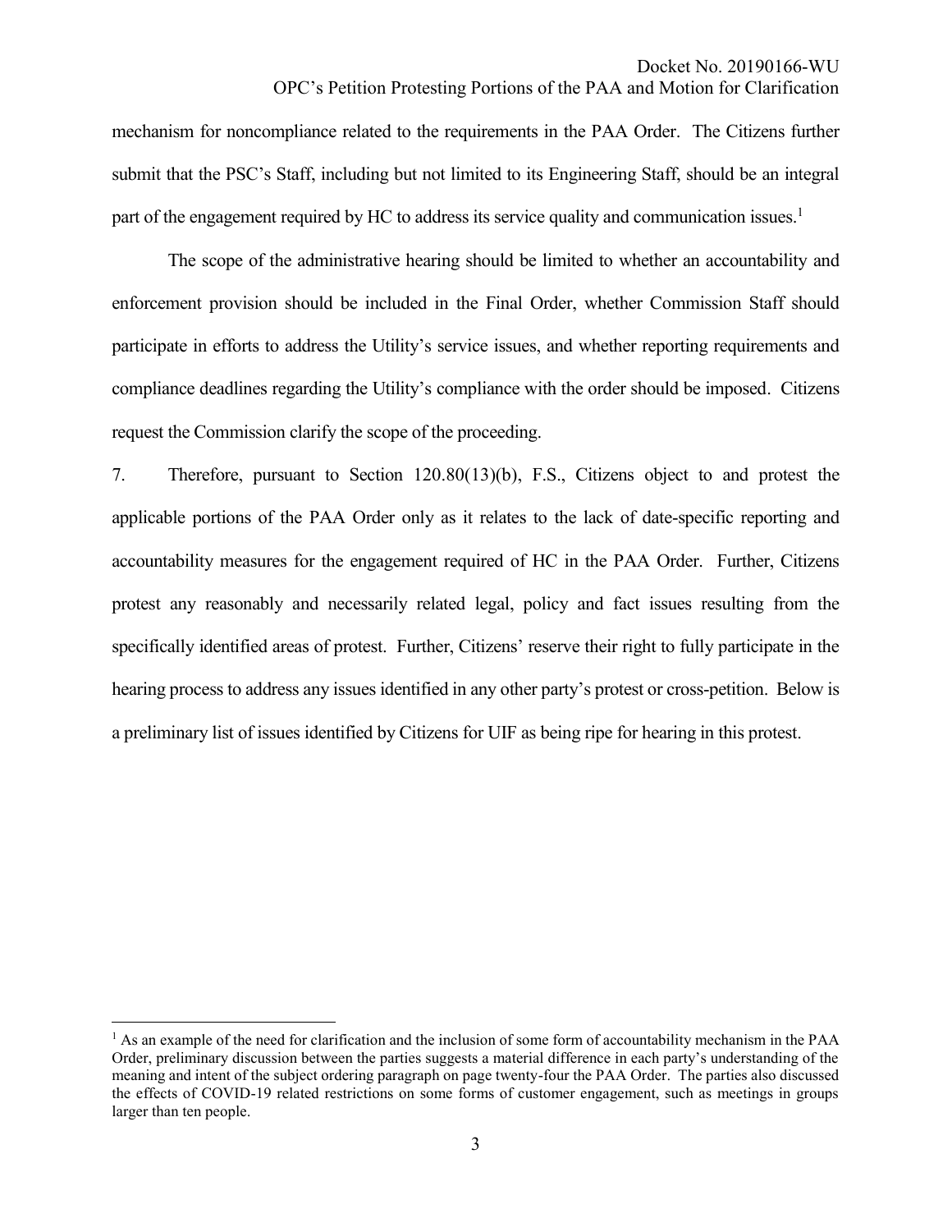mechanism for noncompliance related to the requirements in the PAA Order. The Citizens further submit that the PSC's Staff, including but not limited to its Engineering Staff, should be an integral part of the engagement required by HC to address its service quality and communication issues.[1]

The scope of the administrative hearing should be limited to whether an accountability and enforcement provision should be included in the Final Order, whether Commission Staff should participate in efforts to address the Utility's service issues, and whether reporting requirements and compliance deadlines regarding the Utility's compliance with the order should be imposed. Citizens request the Commission clarify the scope of the proceeding.

7. Therefore, pursuant to Section 120.80(13)(b), F.S., Citizens object to and protest the applicable portions of the PAA Order only as it relates to the lack of date-specific reporting and accountability measures for the engagement required of HC in the PAA Order. Further, Citizens protest any reasonably and necessarily related legal, policy and fact issues resulting from the specifically identified areas of protest. Further, Citizens' reserve their right to fully participate in the hearing process to address any issues identified in any other party's protest or cross-petition. Below is a preliminary list of issues identified by Citizens for UIF as being ripe for hearing in this protest.

---

[1] As an example of the need for clarification and the inclusion of some form of accountability mechanism in the PAA Order, preliminary discussion between the parties suggests a material difference in each party's understanding of the meaning and intent of the subject ordering paragraph on page twenty-four the PAA Order. The parties also discussed the effects of COVID-19 related restrictions on some forms of customer engagement, such as meetings in groups larger than ten people.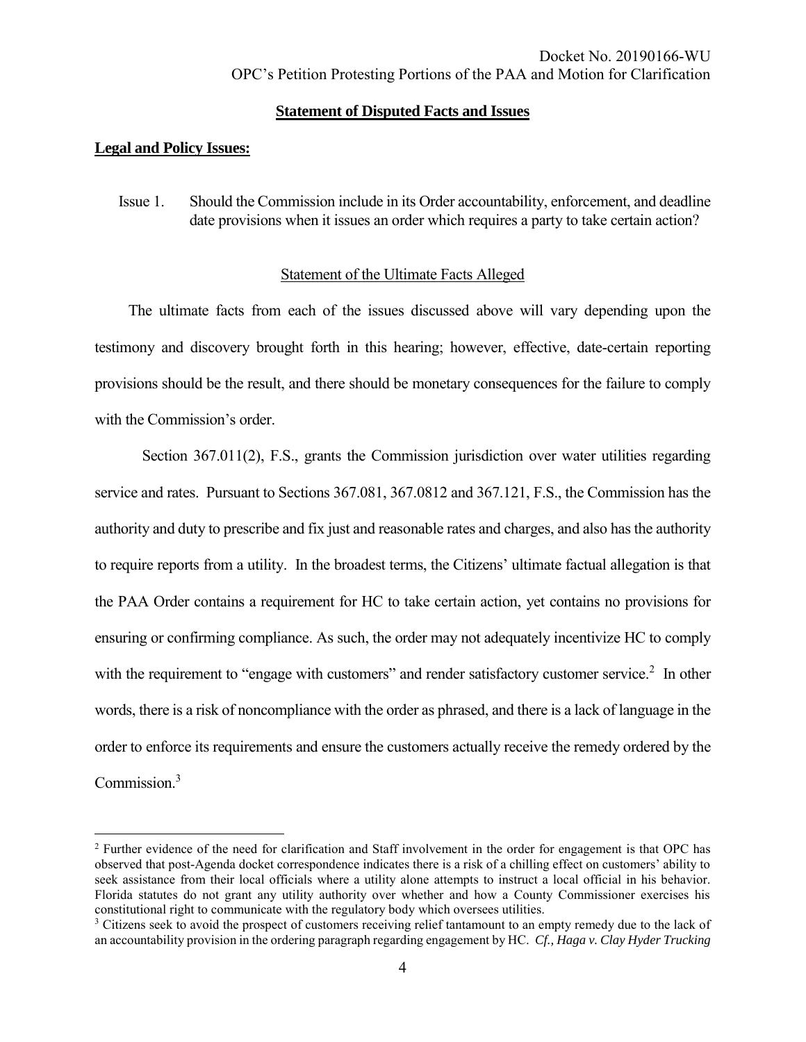## Statement of Disputed Facts and Issues

**Legal and Policy Issues:**

Issue 1. Should the Commission include in its Order accountability, enforcement, and deadline date provisions when it issues an order which requires a party to take certain action?

Statement of the Ultimate Facts Alleged

The ultimate facts from each of the issues discussed above will vary depending upon the testimony and discovery brought forth in this hearing; however, effective, date-certain reporting provisions should be the result, and there should be monetary consequences for the failure to comply with the Commission's order.

Section 367.011(2), F.S., grants the Commission jurisdiction over water utilities regarding service and rates. Pursuant to Sections 367.081, 367.0812 and 367.121, F.S., the Commission has the authority and duty to prescribe and fix just and reasonable rates and charges, and also has the authority to require reports from a utility. In the broadest terms, the Citizens' ultimate factual allegation is that the PAA Order contains a requirement for HC to take certain action, yet contains no provisions for ensuring or confirming compliance. As such, the order may not adequately incentivize HC to comply with the requirement to "engage with customers" and render satisfactory customer service.[2] In other words, there is a risk of noncompliance with the order as phrased, and there is a lack of language in the order to enforce its requirements and ensure the customers actually receive the remedy ordered by the Commission.[3]

---

[2] Further evidence of the need for clarification and Staff involvement in the order for engagement is that OPC has observed that post-Agenda docket correspondence indicates there is a risk of a chilling effect on customers' ability to seek assistance from their local officials where a utility alone attempts to instruct a local official in his behavior. Florida statutes do not grant any utility authority over whether and how a County Commissioner exercises his constitutional right to communicate with the regulatory body which oversees utilities.

[3] Citizens seek to avoid the prospect of customers receiving relief tantamount to an empty remedy due to the lack of an accountability provision in the ordering paragraph regarding engagement by HC. *Cf., Haga v. Clay Hyder Trucking*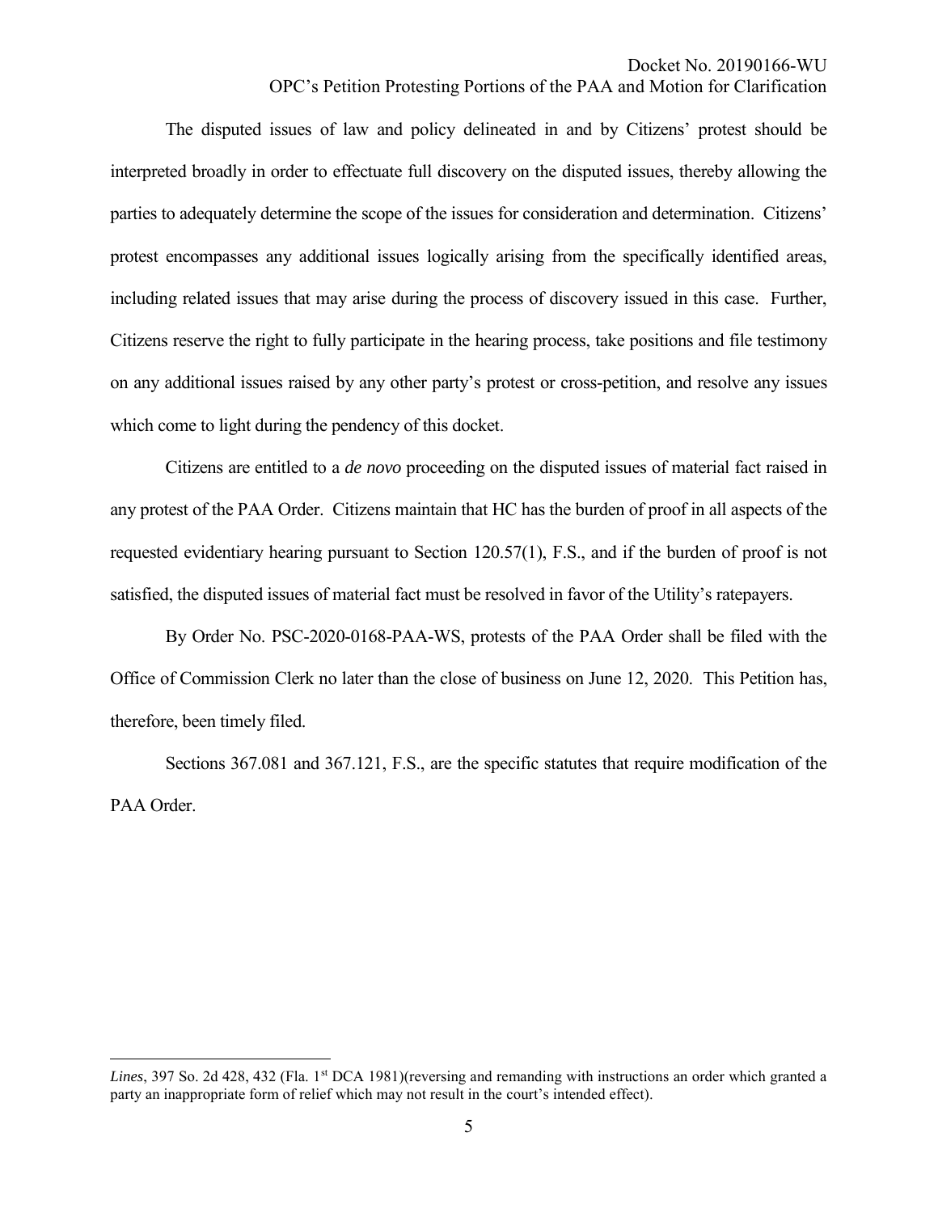The disputed issues of law and policy delineated in and by Citizens' protest should be interpreted broadly in order to effectuate full discovery on the disputed issues, thereby allowing the parties to adequately determine the scope of the issues for consideration and determination. Citizens' protest encompasses any additional issues logically arising from the specifically identified areas, including related issues that may arise during the process of discovery issued in this case. Further, Citizens reserve the right to fully participate in the hearing process, take positions and file testimony on any additional issues raised by any other party's protest or cross-petition, and resolve any issues which come to light during the pendency of this docket.

Citizens are entitled to a *de novo* proceeding on the disputed issues of material fact raised in any protest of the PAA Order. Citizens maintain that HC has the burden of proof in all aspects of the requested evidentiary hearing pursuant to Section 120.57(1), F.S., and if the burden of proof is not satisfied, the disputed issues of material fact must be resolved in favor of the Utility's ratepayers.

By Order No. PSC-2020-0168-PAA-WS, protests of the PAA Order shall be filed with the Office of Commission Clerk no later than the close of business on June 12, 2020. This Petition has, therefore, been timely filed.

Sections 367.081 and 367.121, F.S., are the specific statutes that require modification of the PAA Order.

---

*Lines*, 397 So. 2d 428, 432 (Fla. 1st DCA 1981)(reversing and remanding with instructions an order which granted a party an inappropriate form of relief which may not result in the court's intended effect).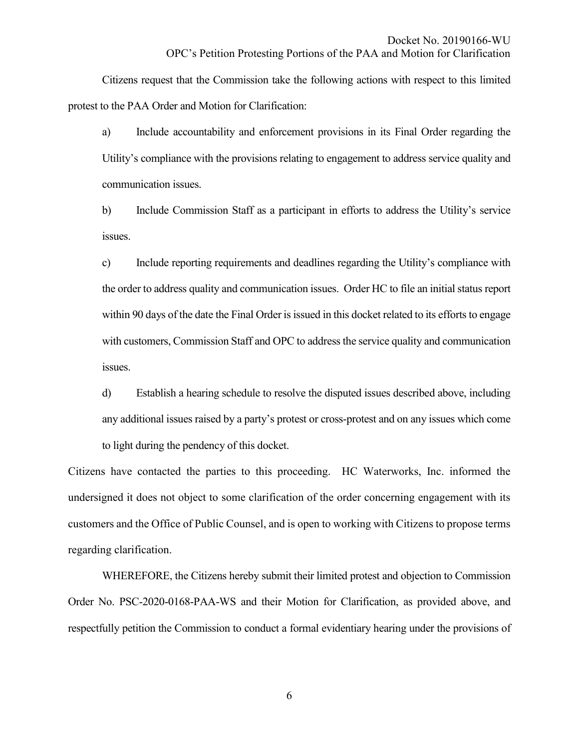Citizens request that the Commission take the following actions with respect to this limited protest to the PAA Order and Motion for Clarification:

a) Include accountability and enforcement provisions in its Final Order regarding the Utility's compliance with the provisions relating to engagement to address service quality and communication issues.

b) Include Commission Staff as a participant in efforts to address the Utility's service issues.

c) Include reporting requirements and deadlines regarding the Utility's compliance with the order to address quality and communication issues. Order HC to file an initial status report within 90 days of the date the Final Order is issued in this docket related to its efforts to engage with customers, Commission Staff and OPC to address the service quality and communication issues.

d) Establish a hearing schedule to resolve the disputed issues described above, including any additional issues raised by a party's protest or cross-protest and on any issues which come to light during the pendency of this docket.

Citizens have contacted the parties to this proceeding. HC Waterworks, Inc. informed the undersigned it does not object to some clarification of the order concerning engagement with its customers and the Office of Public Counsel, and is open to working with Citizens to propose terms regarding clarification.

WHEREFORE, the Citizens hereby submit their limited protest and objection to Commission Order No. PSC-2020-0168-PAA-WS and their Motion for Clarification, as provided above, and respectfully petition the Commission to conduct a formal evidentiary hearing under the provisions of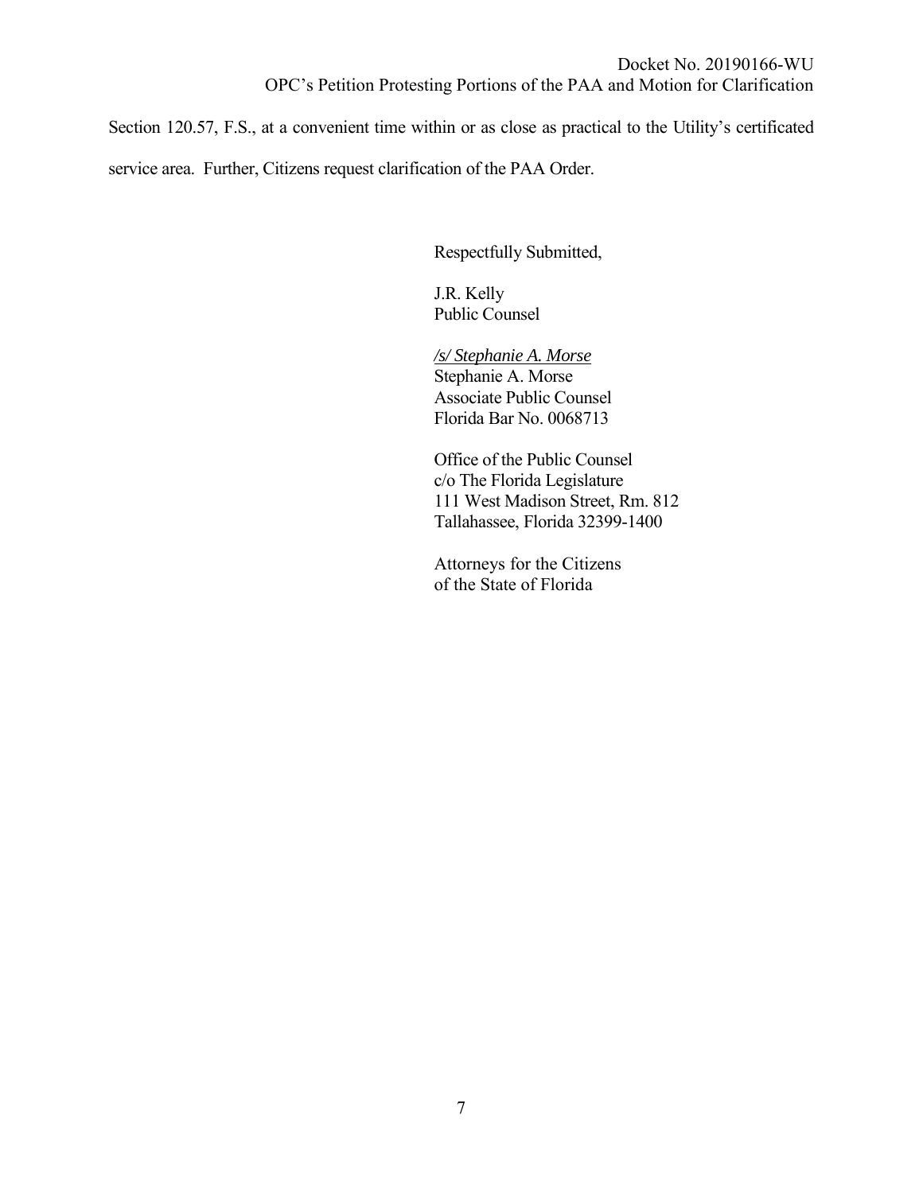Section 120.57, F.S., at a convenient time within or as close as practical to the Utility's certificated service area. Further, Citizens request clarification of the PAA Order.

Respectfully Submitted,

J.R. Kelly
Public Counsel

*/s/ Stephanie A. Morse*
Stephanie A. Morse
Associate Public Counsel
Florida Bar No. 0068713

Office of the Public Counsel
c/o The Florida Legislature
111 West Madison Street, Rm. 812
Tallahassee, Florida 32399-1400

Attorneys for the Citizens
of the State of Florida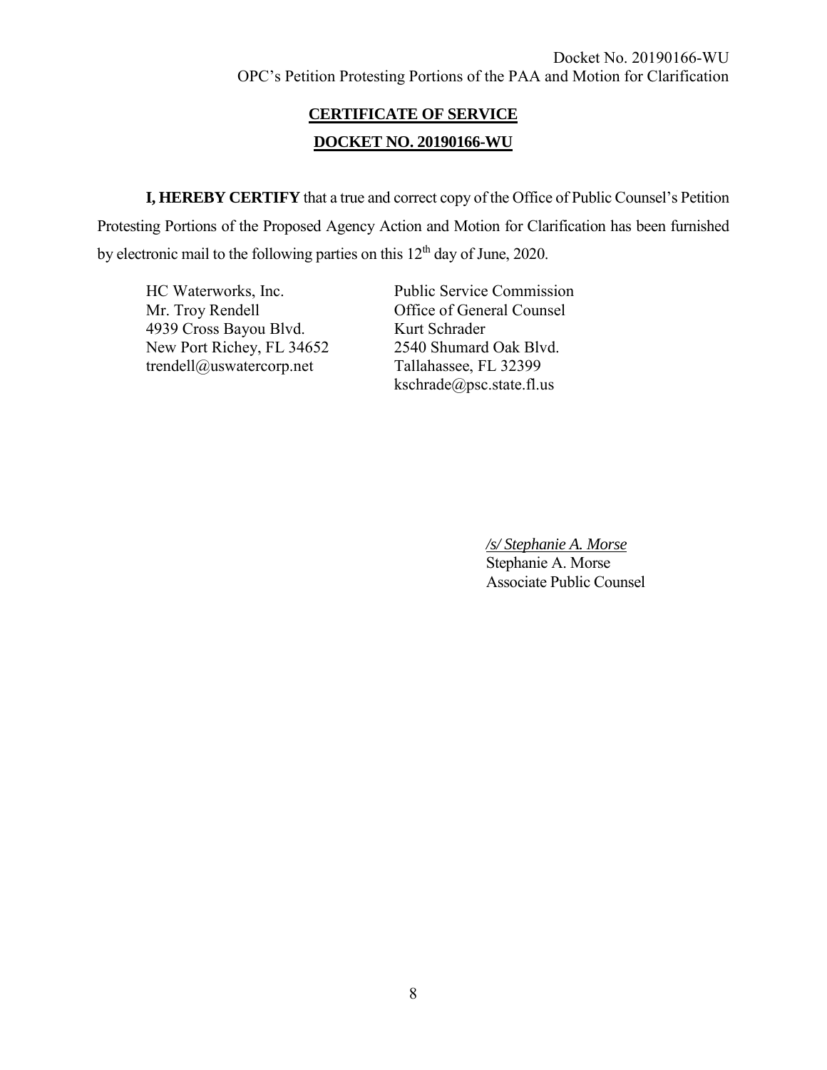**CERTIFICATE OF SERVICE**

**DOCKET NO. 20190166-WU**

**I, HEREBY CERTIFY** that a true and correct copy of the Office of Public Counsel's Petition Protesting Portions of the Proposed Agency Action and Motion for Clarification has been furnished by electronic mail to the following parties on this 12th day of June, 2020.

HC Waterworks, Inc.
Mr. Troy Rendell
4939 Cross Bayou Blvd.
New Port Richey, FL 34652
trendell@uswatercorp.net

Public Service Commission
Office of General Counsel
Kurt Schrader
2540 Shumard Oak Blvd.
Tallahassee, FL 32399
kschrade@psc.state.fl.us

*/s/ Stephanie A. Morse*
Stephanie A. Morse
Associate Public Counsel